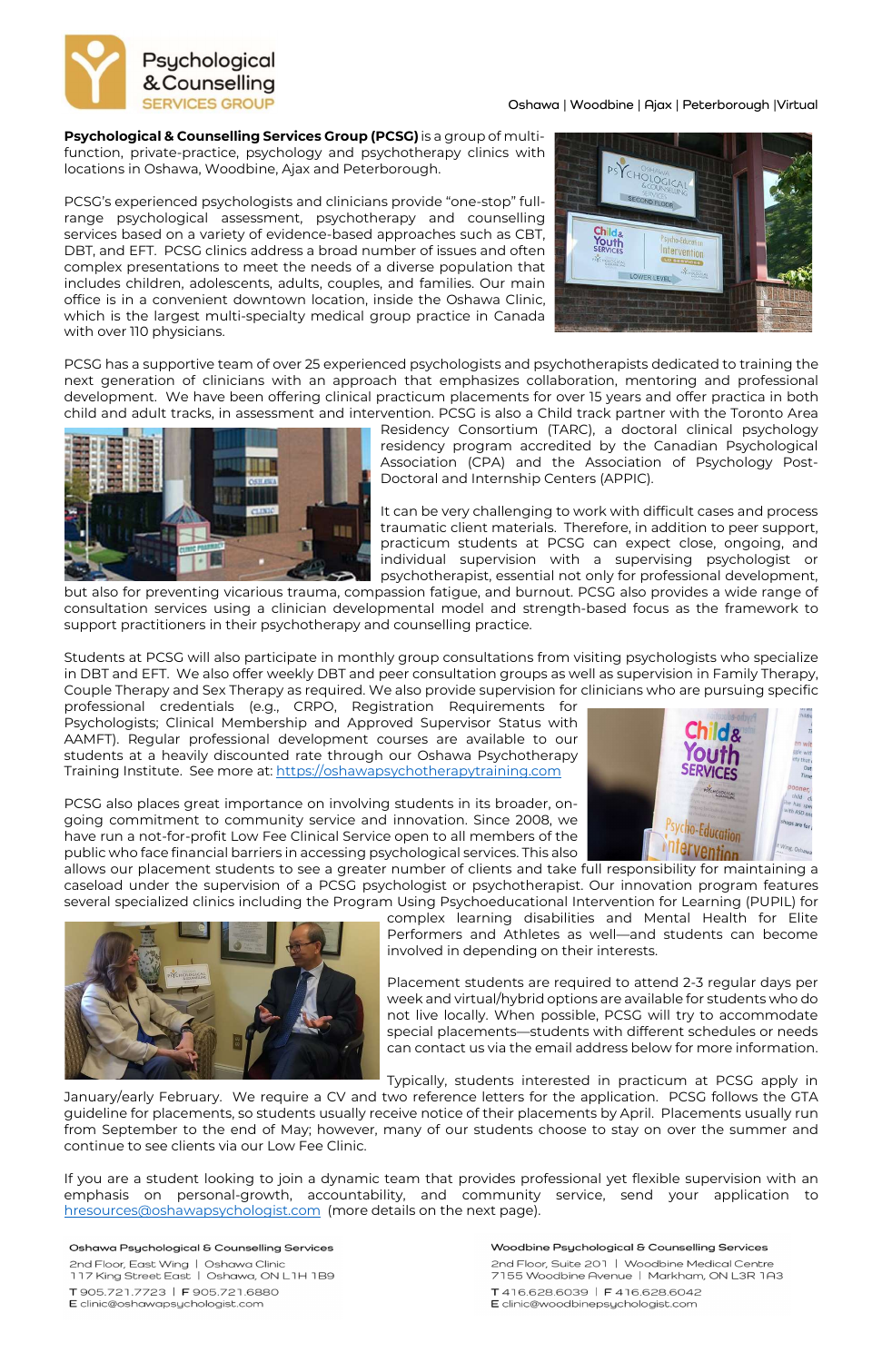Psychological & Counselling SERVICES GROUP

Oshawa | Woodbine | Ajax | Peterborough |Virtual

**Psychological & Counselling Services Group (PCSG)** is a group of multi-function, private-practice, psychology and psychotherapy clinics with locations in Oshawa, Woodbine, Ajax and Peterborough.

PCSG's experienced psychologists and clinicians provide "one-stop" full-range psychological assessment, psychotherapy and counselling services based on a variety of evidence-based approaches such as CBT, DBT, and EFT. PCSG clinics address a broad number of issues and often complex presentations to meet the needs of a diverse population that includes children, adolescents, adults, couples, and families. Our main office is in a convenient downtown location, inside the Oshawa Clinic, which is the largest multi-specialty medical group practice in Canada with over 110 physicians.

PCSG has a supportive team of over 25 experienced psychologists and psychotherapists dedicated to training the next generation of clinicians with an approach that emphasizes collaboration, mentoring and professional development. We have been offering clinical practicum placements for over 15 years and offer practica in both child and adult tracks, in assessment and intervention. PCSG is also a Child track partner with the Toronto Area Residency Consortium (TARC), a doctoral clinical psychology residency program accredited by the Canadian Psychological Association (CPA) and the Association of Psychology Post-Doctoral and Internship Centers (APPIC).

It can be very challenging to work with difficult cases and process traumatic client materials. Therefore, in addition to peer support, practicum students at PCSG can expect close, ongoing, and individual supervision with a supervising psychologist or psychotherapist, essential not only for professional development, but also for preventing vicarious trauma, compassion fatigue, and burnout. PCSG also provides a wide range of consultation services using a clinician developmental model and strength-based focus as the framework to support practitioners in their psychotherapy and counselling practice.

Students at PCSG will also participate in monthly group consultations from visiting psychologists who specialize in DBT and EFT. We also offer weekly DBT and peer consultation groups as well as supervision in Family Therapy, Couple Therapy and Sex Therapy as required. We also provide supervision for clinicians who are pursuing specific professional credentials (e.g., CRPO, Registration Requirements for Psychologists; Clinical Membership and Approved Supervisor Status with AAMFT). Regular professional development courses are available to our students at a heavily discounted rate through our Oshawa Psychotherapy Training Institute. See more at: https://oshawapsychotherapytraining.com

PCSG also places great importance on involving students in its broader, on-going commitment to community service and innovation. Since 2008, we have run a not-for-profit Low Fee Clinical Service open to all members of the public who face financial barriers in accessing psychological services. This also allows our placement students to see a greater number of clients and take full responsibility for maintaining a caseload under the supervision of a PCSG psychologist or psychotherapist. Our innovation program features several specialized clinics including the Program Using Psychoeducational Intervention for Learning (PUPIL) for complex learning disabilities and Mental Health for Elite Performers and Athletes as well—and students can become involved in depending on their interests.

Placement students are required to attend 2-3 regular days per week and virtual/hybrid options are available for students who do not live locally. When possible, PCSG will try to accommodate special placements—students with different schedules or needs can contact us via the email address below for more information.

Typically, students interested in practicum at PCSG apply in January/early February. We require a CV and two reference letters for the application. PCSG follows the GTA guideline for placements, so students usually receive notice of their placements by April. Placements usually run from September to the end of May; however, many of our students choose to stay on over the summer and continue to see clients via our Low Fee Clinic.

If you are a student looking to join a dynamic team that provides professional yet flexible supervision with an emphasis on personal-growth, accountability, and community service, send your application to hresources@oshawapsychologist.com (more details on the next page).

**Oshawa Psychological & Counselling Services**
2nd Floor, East Wing | Oshawa Clinic
117 King Street East | Oshawa, ON L1H 1B9
T 905.721.7723 | F 905.721.6880
E clinic@oshawapsychologist.com

**Woodbine Psychological & Counselling Services**
2nd Floor, Suite 201 | Woodbine Medical Centre
7155 Woodbine Avenue | Markham, ON L3R 1A3
T 416.628.6039 | F 416.628.6042
E clinic@woodbinepsychologist.com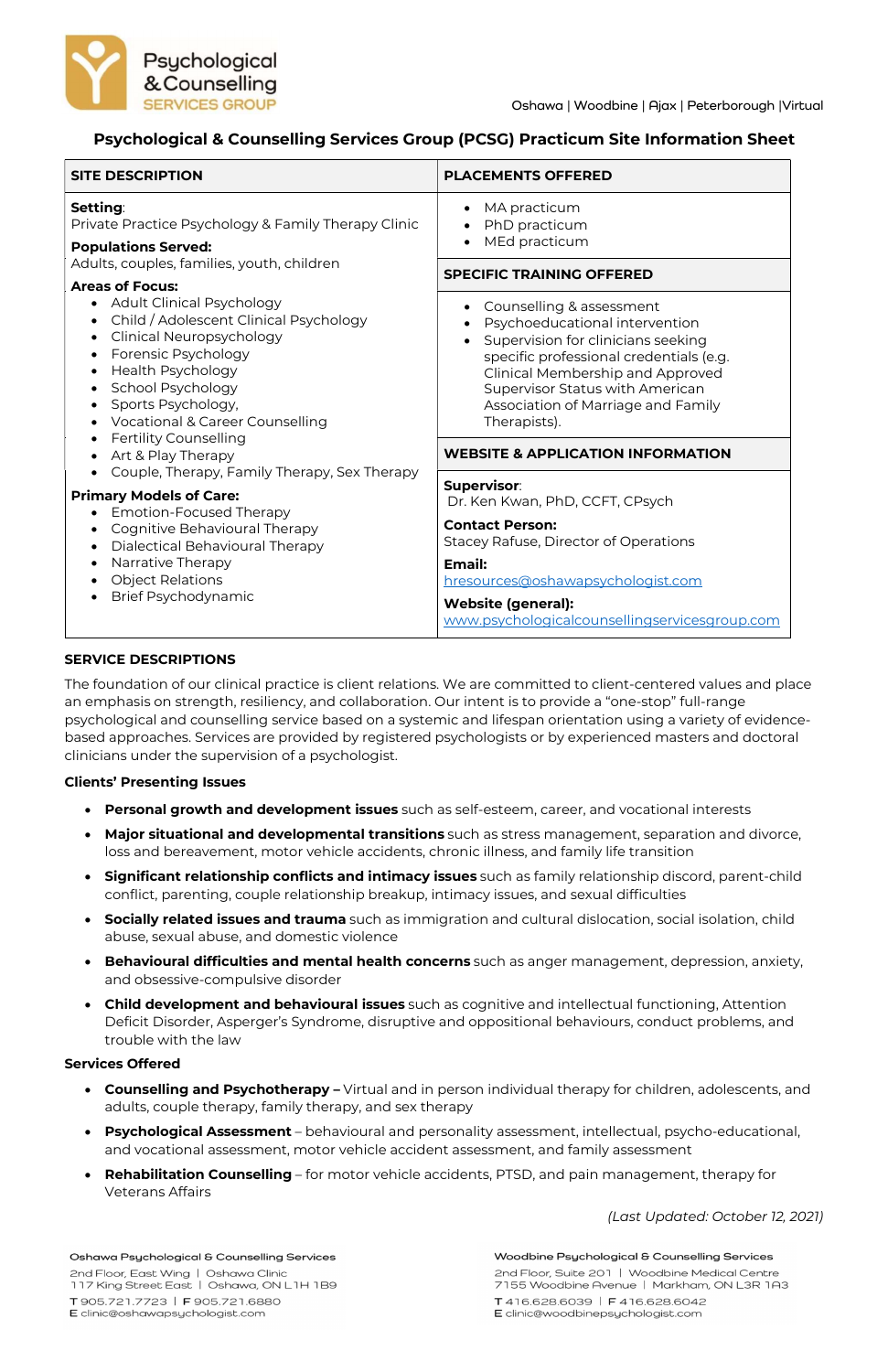Psychological & Counselling SERVICES GROUP

Oshawa | Woodbine | Ajax | Peterborough |Virtual

## Psychological & Counselling Services Group (PCSG) Practicum Site Information Sheet

| SITE DESCRIPTION | PLACEMENTS OFFERED |
|---|---|
| **Setting**:<br>Private Practice Psychology & Family Therapy Clinic<br>**Populations Served:**<br>Adults, couples, families, youth, children<br>**Areas of Focus:**<br>• Adult Clinical Psychology<br>• Child / Adolescent Clinical Psychology<br>• Clinical Neuropsychology<br>• Forensic Psychology<br>• Health Psychology<br>• School Psychology<br>• Sports Psychology,<br>• Vocational & Career Counselling<br>• Fertility Counselling<br>• Art & Play Therapy<br>• Couple, Therapy, Family Therapy, Sex Therapy<br>**Primary Models of Care:**<br>• Emotion-Focused Therapy<br>• Cognitive Behavioural Therapy<br>• Dialectical Behavioural Therapy<br>• Narrative Therapy<br>• Object Relations<br>• Brief Psychodynamic | • MA practicum<br>• PhD practicum<br>• MEd practicum<br>**SPECIFIC TRAINING OFFERED**<br>• Counselling & assessment<br>• Psychoeducational intervention<br>• Supervision for clinicians seeking specific professional credentials (e.g. Clinical Membership and Approved Supervisor Status with American Association of Marriage and Family Therapists).<br>**WEBSITE & APPLICATION INFORMATION**<br>**Supervisor**:<br>Dr. Ken Kwan, PhD, CCFT, CPsych<br>**Contact Person:**<br>Stacey Rafuse, Director of Operations<br>**Email:**<br>hresources@oshawapsychologist.com<br>**Website (general):**<br>www.psychologicalcounsellingservicesgroup.com |

### SERVICE DESCRIPTIONS

The foundation of our clinical practice is client relations. We are committed to client-centered values and place an emphasis on strength, resiliency, and collaboration. Our intent is to provide a "one-stop" full-range psychological and counselling service based on a systemic and lifespan orientation using a variety of evidence-based approaches. Services are provided by registered psychologists or by experienced masters and doctoral clinicians under the supervision of a psychologist.

**Clients' Presenting Issues**

- **Personal growth and development issues** such as self-esteem, career, and vocational interests
- **Major situational and developmental transitions** such as stress management, separation and divorce, loss and bereavement, motor vehicle accidents, chronic illness, and family life transition
- **Significant relationship conflicts and intimacy issues** such as family relationship discord, parent-child conflict, parenting, couple relationship breakup, intimacy issues, and sexual difficulties
- **Socially related issues and trauma** such as immigration and cultural dislocation, social isolation, child abuse, sexual abuse, and domestic violence
- **Behavioural difficulties and mental health concerns** such as anger management, depression, anxiety, and obsessive-compulsive disorder
- **Child development and behavioural issues** such as cognitive and intellectual functioning, Attention Deficit Disorder, Asperger's Syndrome, disruptive and oppositional behaviours, conduct problems, and trouble with the law

**Services Offered**

- **Counselling and Psychotherapy –** Virtual and in person individual therapy for children, adolescents, and adults, couple therapy, family therapy, and sex therapy
- **Psychological Assessment** – behavioural and personality assessment, intellectual, psycho-educational, and vocational assessment, motor vehicle accident assessment, and family assessment
- **Rehabilitation Counselling** – for motor vehicle accidents, PTSD, and pain management, therapy for Veterans Affairs

*(Last Updated: October 12, 2021)*

**Oshawa Psychological & Counselling Services**
2nd Floor, East Wing | Oshawa Clinic
117 King Street East | Oshawa, ON L1H 1B9
T 905.721.7723 | F 905.721.6880
E clinic@oshawapsychologist.com

**Woodbine Psychological & Counselling Services**
2nd Floor, Suite 201 | Woodbine Medical Centre
7155 Woodbine Avenue | Markham, ON L3R 1A3
T 416.628.6039 | F 416.628.6042
E clinic@woodbinepsychologist.com